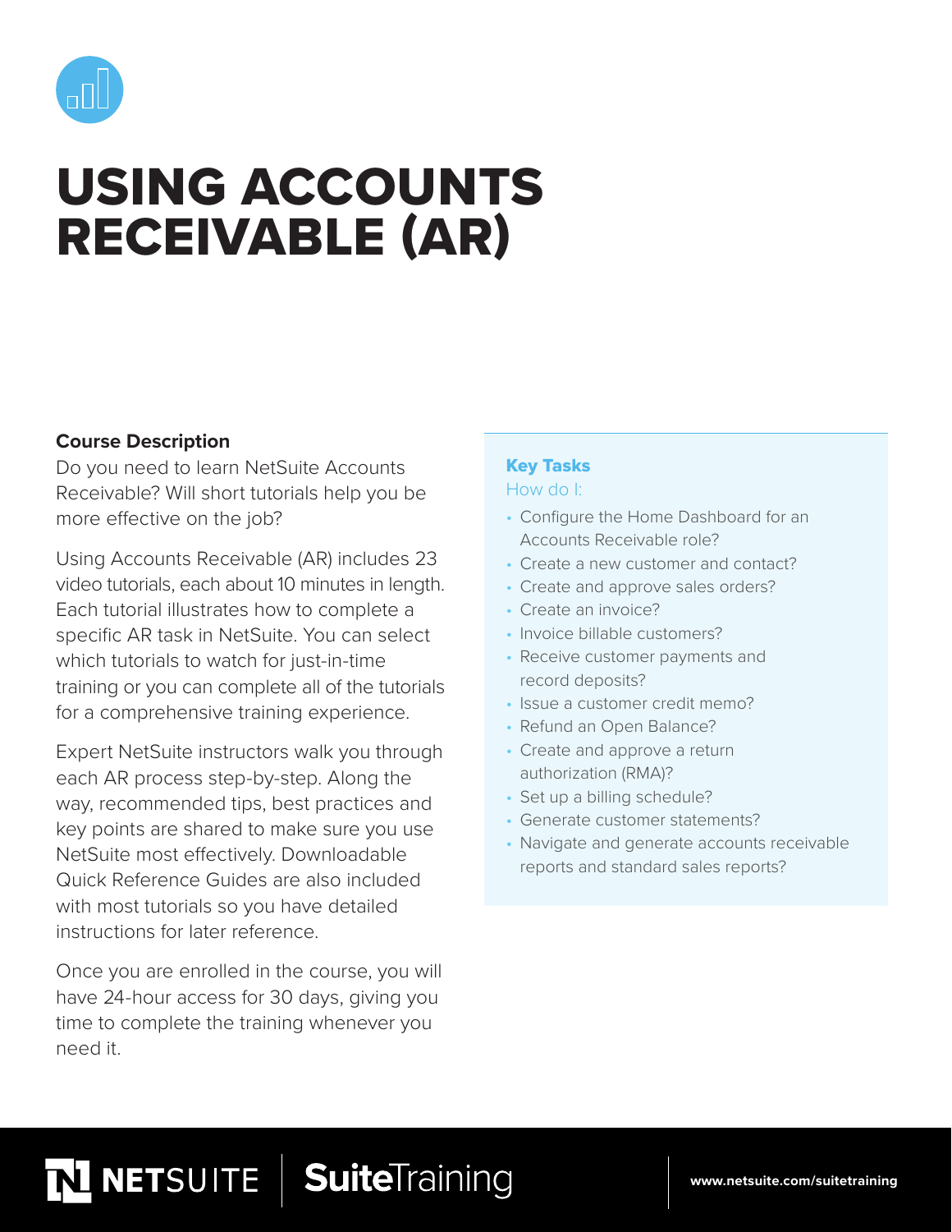# USING ACCOUNTS RECEIVABLE (AR)

**Course Description**

Do you need to learn NetSuite Accounts Receivable? Will short tutorials help you be more effective on the job?

Using Accounts Receivable (AR) includes 23 video tutorials, each about 10 minutes in length. Each tutorial illustrates how to complete a specific AR task in NetSuite. You can select which tutorials to watch for just-in-time training or you can complete all of the tutorials for a comprehensive training experience.

Expert NetSuite instructors walk you through each AR process step-by-step. Along the way, recommended tips, best practices and key points are shared to make sure you use NetSuite most effectively. Downloadable Quick Reference Guides are also included with most tutorials so you have detailed instructions for later reference.

Once you are enrolled in the course, you will have 24-hour access for 30 days, giving you time to complete the training whenever you need it.

**Key Tasks**

How do I:

- Configure the Home Dashboard for an Accounts Receivable role?
- Create a new customer and contact?
- Create and approve sales orders?
- Create an invoice?
- Invoice billable customers?
- Receive customer payments and record deposits?
- Issue a customer credit memo?
- Refund an Open Balance?
- Create and approve a return authorization (RMA)?
- Set up a billing schedule?
- Generate customer statements?
- Navigate and generate accounts receivable reports and standard sales reports?

NETSUITE | SuiteTraining

www.netsuite.com/suitetraining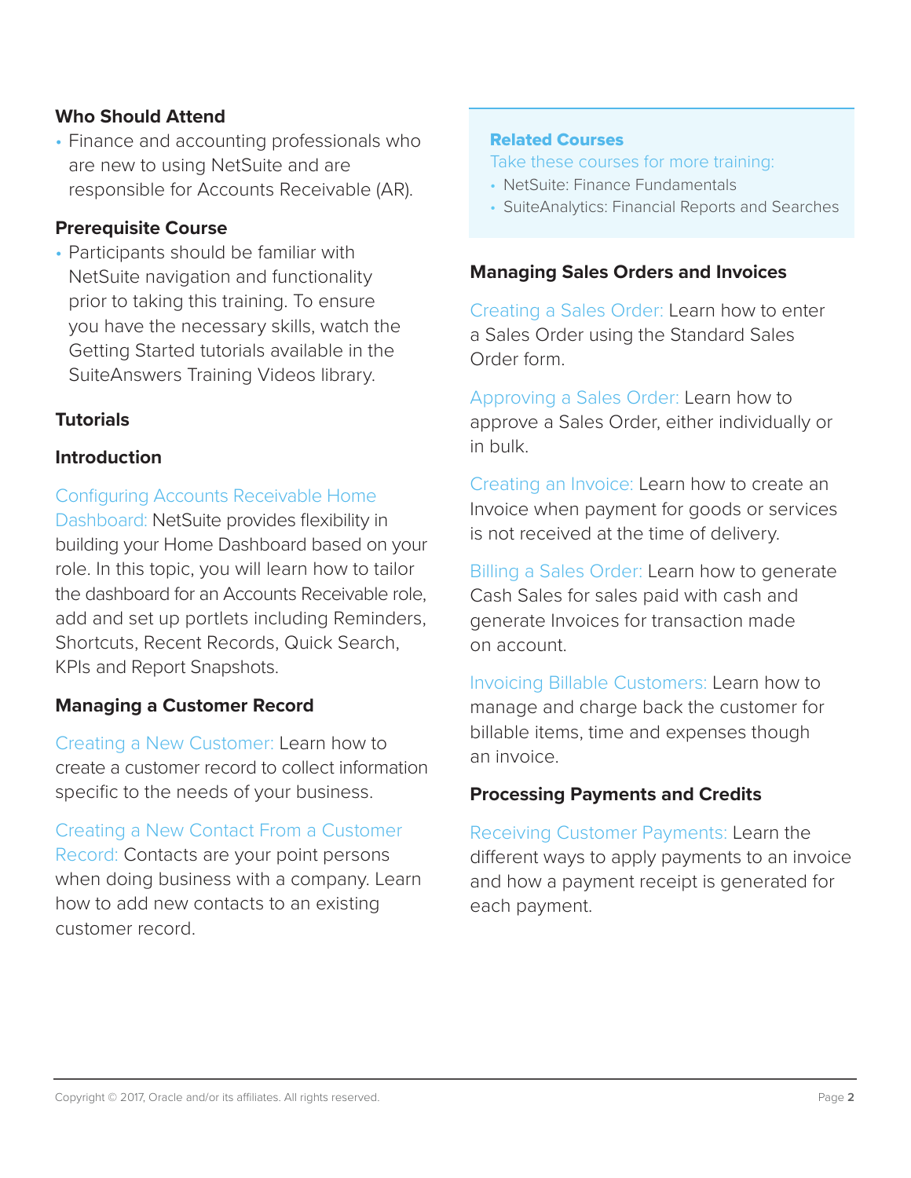**Who Should Attend**

- Finance and accounting professionals who are new to using NetSuite and are responsible for Accounts Receivable (AR).

**Prerequisite Course**

- Participants should be familiar with NetSuite navigation and functionality prior to taking this training. To ensure you have the necessary skills, watch the Getting Started tutorials available in the SuiteAnswers Training Videos library.

**Tutorials**

**Introduction**

Configuring Accounts Receivable Home Dashboard: NetSuite provides flexibility in building your Home Dashboard based on your role. In this topic, you will learn how to tailor the dashboard for an Accounts Receivable role, add and set up portlets including Reminders, Shortcuts, Recent Records, Quick Search, KPIs and Report Snapshots.

**Managing a Customer Record**

Creating a New Customer: Learn how to create a customer record to collect information specific to the needs of your business.

Creating a New Contact From a Customer Record: Contacts are your point persons when doing business with a company. Learn how to add new contacts to an existing customer record.

**Related Courses**

Take these courses for more training:

- NetSuite: Finance Fundamentals
- SuiteAnalytics: Financial Reports and Searches

**Managing Sales Orders and Invoices**

Creating a Sales Order: Learn how to enter a Sales Order using the Standard Sales Order form.

Approving a Sales Order: Learn how to approve a Sales Order, either individually or in bulk.

Creating an Invoice: Learn how to create an Invoice when payment for goods or services is not received at the time of delivery.

Billing a Sales Order: Learn how to generate Cash Sales for sales paid with cash and generate Invoices for transaction made on account.

Invoicing Billable Customers: Learn how to manage and charge back the customer for billable items, time and expenses though an invoice.

**Processing Payments and Credits**

Receiving Customer Payments: Learn the different ways to apply payments to an invoice and how a payment receipt is generated for each payment.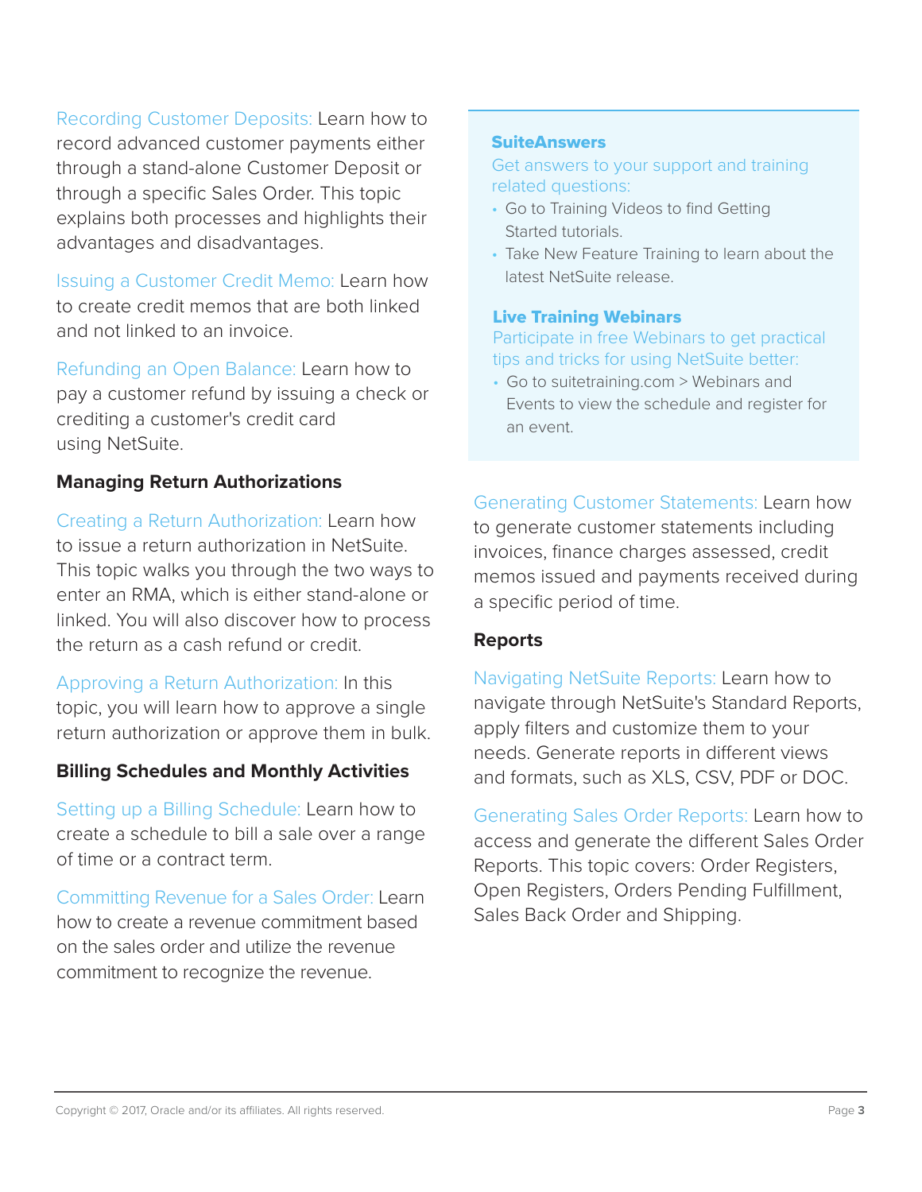**Recording Customer Deposits:** Learn how to record advanced customer payments either through a stand-alone Customer Deposit or through a specific Sales Order. This topic explains both processes and highlights their advantages and disadvantages.

**Issuing a Customer Credit Memo:** Learn how to create credit memos that are both linked and not linked to an invoice.

**Refunding an Open Balance:** Learn how to pay a customer refund by issuing a check or crediting a customer's credit card using NetSuite.

### Managing Return Authorizations

**Creating a Return Authorization:** Learn how to issue a return authorization in NetSuite. This topic walks you through the two ways to enter an RMA, which is either stand-alone or linked. You will also discover how to process the return as a cash refund or credit.

**Approving a Return Authorization:** In this topic, you will learn how to approve a single return authorization or approve them in bulk.

### Billing Schedules and Monthly Activities

**Setting up a Billing Schedule:** Learn how to create a schedule to bill a sale over a range of time or a contract term.

**Committing Revenue for a Sales Order:** Learn how to create a revenue commitment based on the sales order and utilize the revenue commitment to recognize the revenue.

**SuiteAnswers**

Get answers to your support and training related questions:

- Go to Training Videos to find Getting Started tutorials.
- Take New Feature Training to learn about the latest NetSuite release.

**Live Training Webinars**

Participate in free Webinars to get practical tips and tricks for using NetSuite better:

- Go to suitetraining.com > Webinars and Events to view the schedule and register for an event.

**Generating Customer Statements:** Learn how to generate customer statements including invoices, finance charges assessed, credit memos issued and payments received during a specific period of time.

### Reports

**Navigating NetSuite Reports:** Learn how to navigate through NetSuite's Standard Reports, apply filters and customize them to your needs. Generate reports in different views and formats, such as XLS, CSV, PDF or DOC.

**Generating Sales Order Reports:** Learn how to access and generate the different Sales Order Reports. This topic covers: Order Registers, Open Registers, Orders Pending Fulfillment, Sales Back Order and Shipping.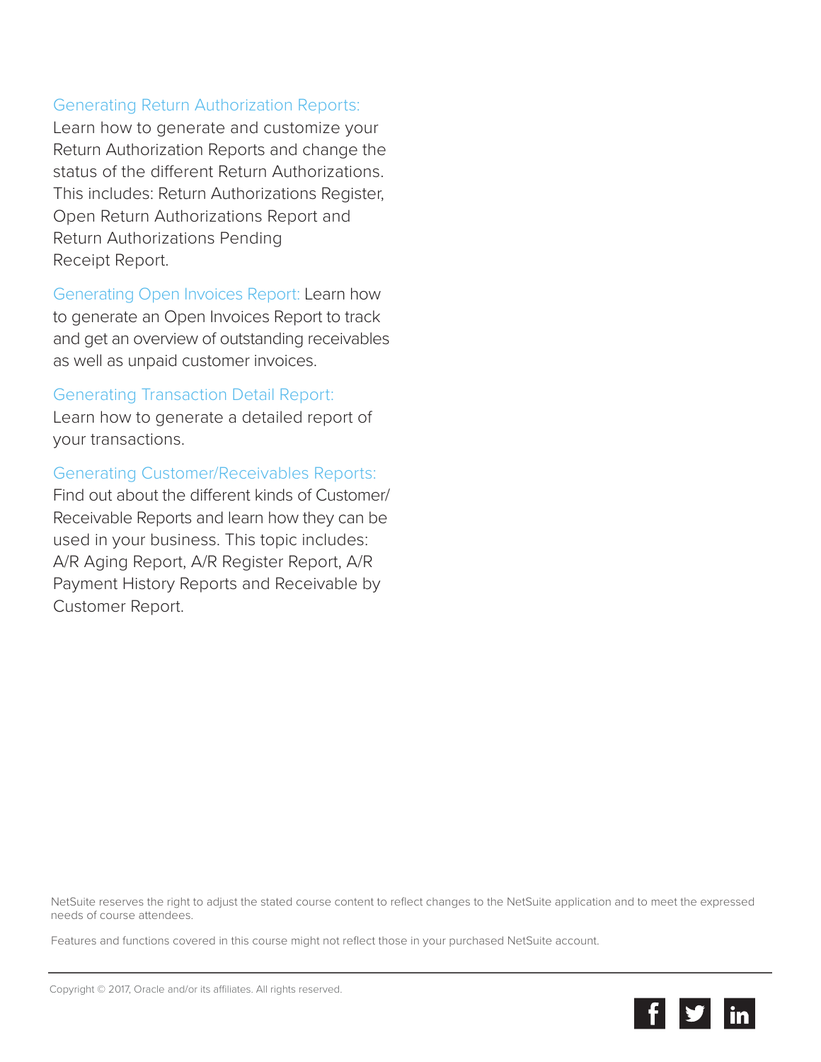Generating Return Authorization Reports: Learn how to generate and customize your Return Authorization Reports and change the status of the different Return Authorizations. This includes: Return Authorizations Register, Open Return Authorizations Report and Return Authorizations Pending Receipt Report.

Generating Open Invoices Report: Learn how to generate an Open Invoices Report to track and get an overview of outstanding receivables as well as unpaid customer invoices.

Generating Transaction Detail Report: Learn how to generate a detailed report of your transactions.

Generating Customer/Receivables Reports: Find out about the different kinds of Customer/Receivable Reports and learn how they can be used in your business. This topic includes: A/R Aging Report, A/R Register Report, A/R Payment History Reports and Receivable by Customer Report.

NetSuite reserves the right to adjust the stated course content to reflect changes to the NetSuite application and to meet the expressed needs of course attendees.

Features and functions covered in this course might not reflect those in your purchased NetSuite account.

Copyright © 2017, Oracle and/or its affiliates. All rights reserved.